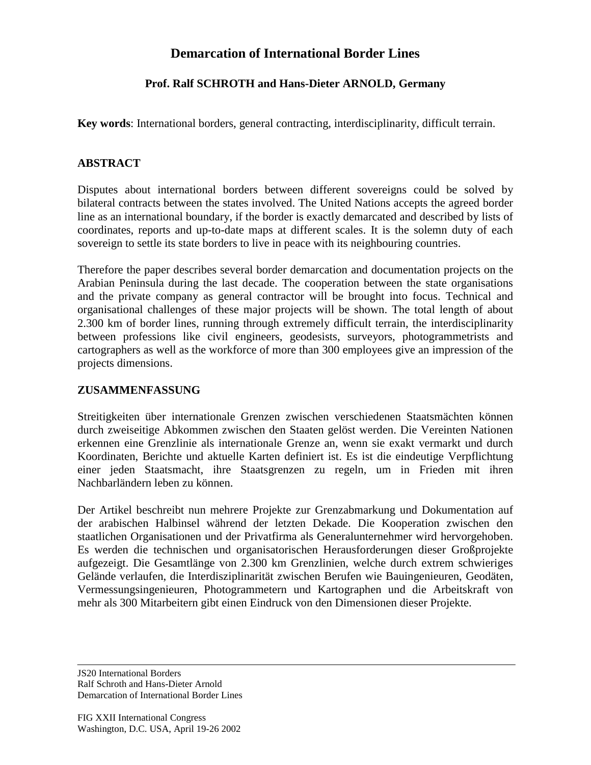# Demarcation of International Border Lines

### Prof. Ralf SCHROTH and Hans-Dieter ARNOLD, Germany

**Key words**: International borders, general contracting, interdisciplinarity, difficult terrain.

## ABSTRACT

Disputes about international borders between different sovereigns could be solved by bilateral contracts between the states involved. The United Nations accepts the agreed border line as an international boundary, if the border is exactly demarcated and described by lists of coordinates, reports and up-to-date maps at different scales. It is the solemn duty of each sovereign to settle its state borders to live in peace with its neighbouring countries.

Therefore the paper describes several border demarcation and documentation projects on the Arabian Peninsula during the last decade. The cooperation between the state organisations and the private company as general contractor will be brought into focus. Technical and organisational challenges of these major projects will be shown. The total length of about 2.300 km of border lines, running through extremely difficult terrain, the interdisciplinarity between professions like civil engineers, geodesists, surveyors, photogrammetrists and cartographers as well as the workforce of more than 300 employees give an impression of the projects dimensions.

## ZUSAMMENFASSUNG

Streitigkeiten über internationale Grenzen zwischen verschiedenen Staatsmächten können durch zweiseitige Abkommen zwischen den Staaten gelöst werden. Die Vereinten Nationen erkennen eine Grenzlinie als internationale Grenze an, wenn sie exakt vermarkt und durch Koordinaten, Berichte und aktuelle Karten definiert ist. Es ist die eindeutige Verpflichtung einer jeden Staatsmacht, ihre Staatsgrenzen zu regeln, um in Frieden mit ihren Nachbarländern leben zu können.

Der Artikel beschreibt nun mehrere Projekte zur Grenzabmarkung und Dokumentation auf der arabischen Halbinsel während der letzten Dekade. Die Kooperation zwischen den staatlichen Organisationen und der Privatfirma als Generalunternehmer wird hervorgehoben. Es werden die technischen und organisatorischen Herausforderungen dieser Großprojekte aufgezeigt. Die Gesamtlänge von 2.300 km Grenzlinien, welche durch extrem schwieriges Gelände verlaufen, die Interdisziplinarität zwischen Berufen wie Bauingenieuren, Geodäten, Vermessungsingenieuren, Photogrammetern und Kartographen und die Arbeitskraft von mehr als 300 Mitarbeitern gibt einen Eindruck von den Dimensionen dieser Projekte.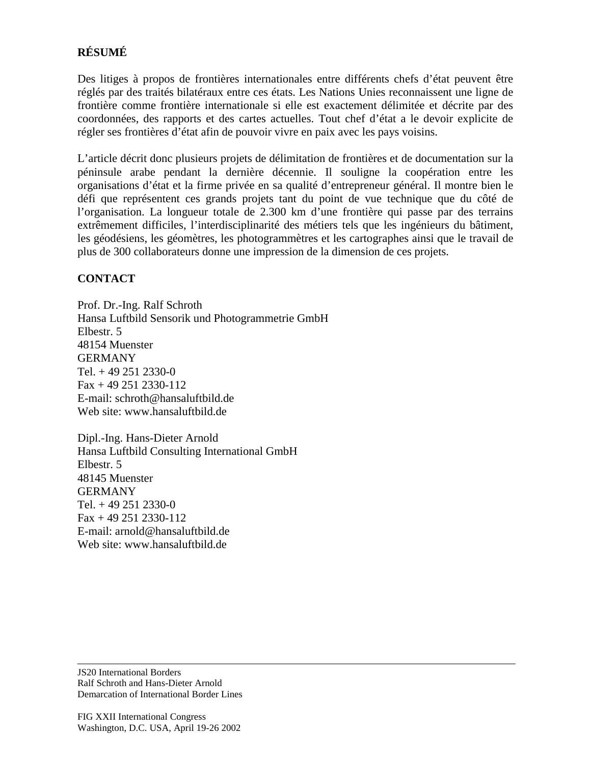**RÉSUMÉ**

Des litiges à propos de frontières internationales entre différents chefs d'état peuvent être réglés par des traités bilatéraux entre ces états. Les Nations Unies reconnaissent une ligne de frontière comme frontière internationale si elle est exactement délimitée et décrite par des coordonnées, des rapports et des cartes actuelles. Tout chef d'état a le devoir explicite de régler ses frontières d'état afin de pouvoir vivre en paix avec les pays voisins.

L'article décrit donc plusieurs projets de délimitation de frontières et de documentation sur la péninsule arabe pendant la dernière décennie. Il souligne la coopération entre les organisations d'état et la firme privée en sa qualité d'entrepreneur général. Il montre bien le défi que représentent ces grands projets tant du point de vue technique que du côté de l'organisation. La longueur totale de 2.300 km d'une frontière qui passe par des terrains extrêmement difficiles, l'interdisciplinarité des métiers tels que les ingénieurs du bâtiment, les géodésiens, les géomètres, les photogrammètres et les cartographes ainsi que le travail de plus de 300 collaborateurs donne une impression de la dimension de ces projets.

**CONTACT**

Prof. Dr.-Ing. Ralf Schroth  
Hansa Luftbild Sensorik und Photogrammetrie GmbH  
Elbestr. 5  
48154 Muenster  
GERMANY  
Tel. + 49 251 2330-0  
Fax + 49 251 2330-112  
E-mail: schroth@hansaluftbild.de  
Web site: www.hansaluftbild.de

Dipl.-Ing. Hans-Dieter Arnold  
Hansa Luftbild Consulting International GmbH  
Elbestr. 5  
48145 Muenster  
GERMANY  
Tel. + 49 251 2330-0  
Fax + 49 251 2330-112  
E-mail: arnold@hansaluftbild.de  
Web site: www.hansaluftbild.de